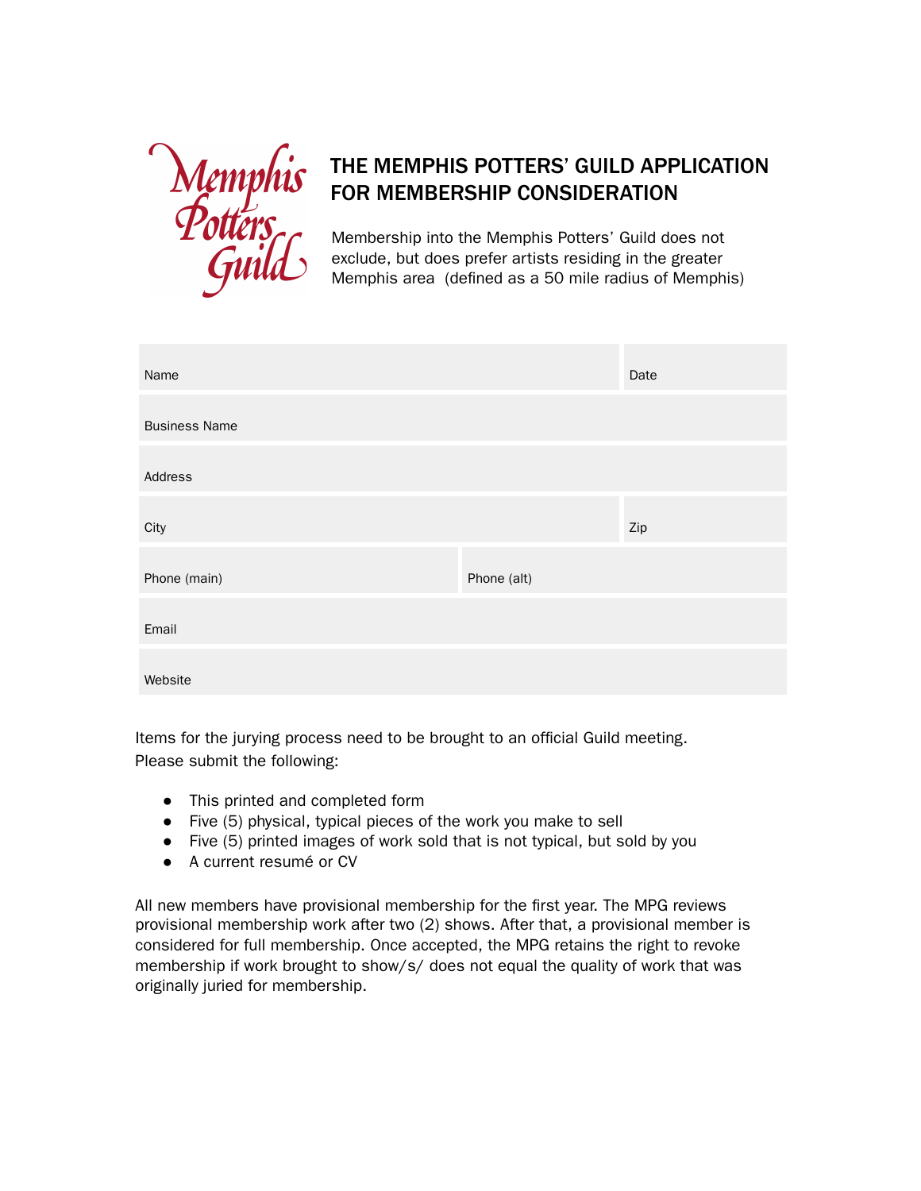Memphis Potters Guild

# THE MEMPHIS POTTERS' GUILD APPLICATION FOR MEMBERSHIP CONSIDERATION

Membership into the Memphis Potters' Guild does not exclude, but does prefer artists residing in the greater Memphis area (defined as a 50 mile radius of Memphis)

| Name | | Date |
|---|---|---|
| Business Name | | |
| Address | | |
| City | | Zip |
| Phone (main) | Phone (alt) | |
| Email | | |
| Website | | |

Items for the jurying process need to be brought to an official Guild meeting.
Please submit the following:

- This printed and completed form
- Five (5) physical, typical pieces of the work you make to sell
- Five (5) printed images of work sold that is not typical, but sold by you
- A current resumé or CV

All new members have provisional membership for the first year. The MPG reviews provisional membership work after two (2) shows. After that, a provisional member is considered for full membership. Once accepted, the MPG retains the right to revoke membership if work brought to show/s/ does not equal the quality of work that was originally juried for membership.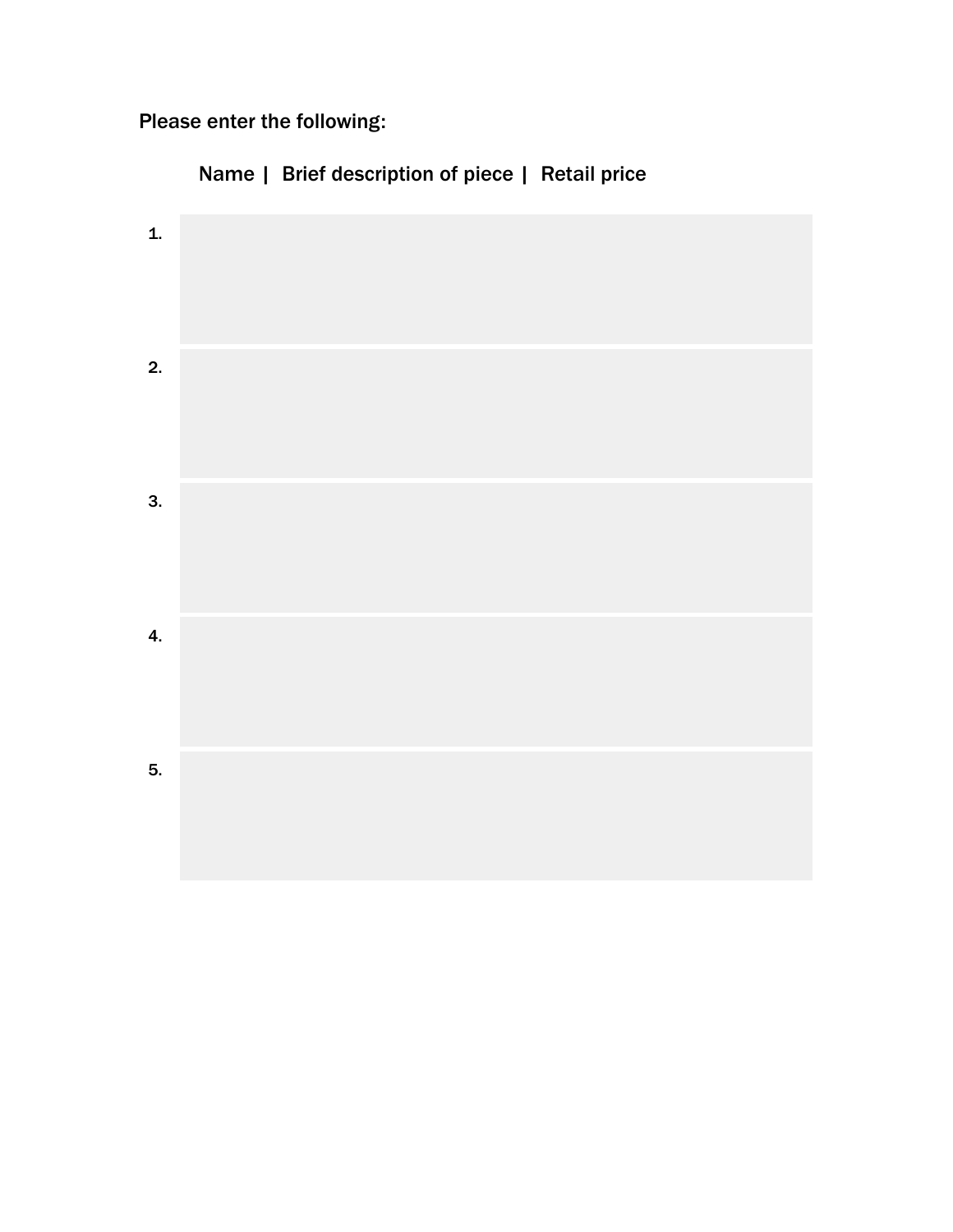Please enter the following:

Name | Brief description of piece | Retail price

1.

2.

3.

4.

5.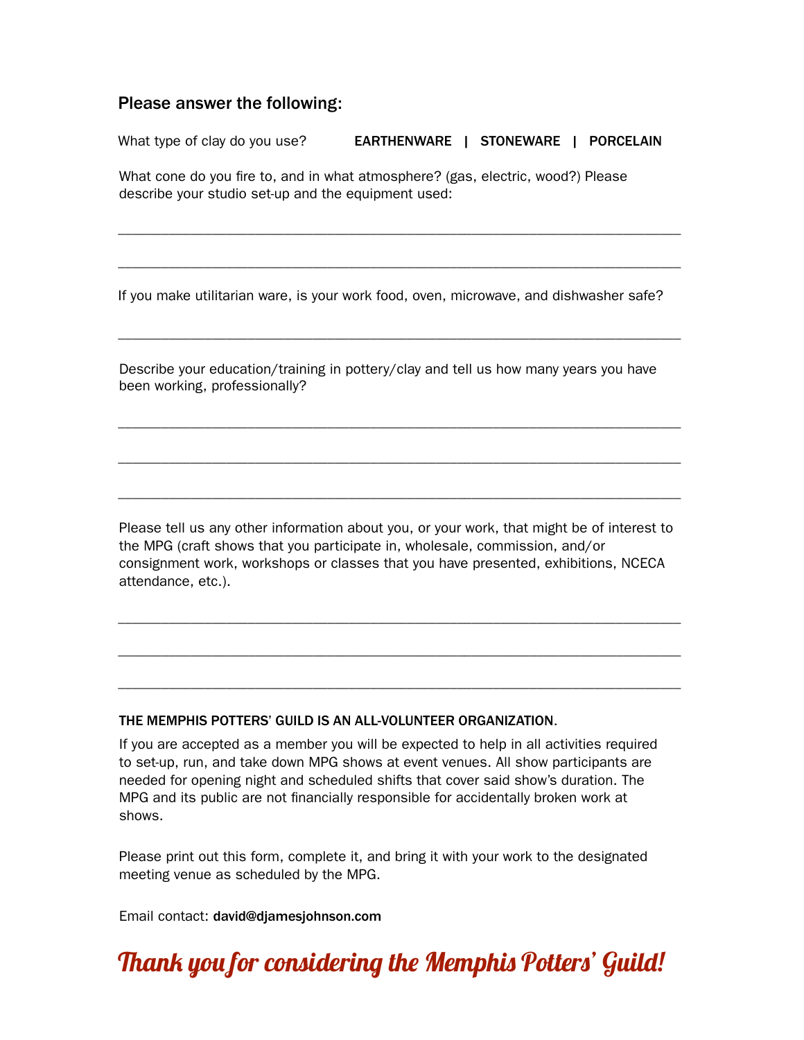## Please answer the following:

What type of clay do you use? **EARTHENWARE | STONEWARE | PORCELAIN**

What cone do you fire to, and in what atmosphere? (gas, electric, wood?) Please describe your studio set-up and the equipment used:

______________________________________________________________________

______________________________________________________________________

If you make utilitarian ware, is your work food, oven, microwave, and dishwasher safe?

______________________________________________________________________

Describe your education/training in pottery/clay and tell us how many years you have been working, professionally?

______________________________________________________________________

______________________________________________________________________

______________________________________________________________________

Please tell us any other information about you, or your work, that might be of interest to the MPG (craft shows that you participate in, wholesale, commission, and/or consignment work, workshops or classes that you have presented, exhibitions, NCECA attendance, etc.).

______________________________________________________________________

______________________________________________________________________

______________________________________________________________________

**THE MEMPHIS POTTERS' GUILD IS AN ALL-VOLUNTEER ORGANIZATION**.

If you are accepted as a member you will be expected to help in all activities required to set-up, run, and take down MPG shows at event venues. All show participants are needed for opening night and scheduled shifts that cover said show's duration. The MPG and its public are not financially responsible for accidentally broken work at shows.

Please print out this form, complete it, and bring it with your work to the designated meeting venue as scheduled by the MPG.

Email contact: **david@djamesjohnson.com**

***Thank you for considering the Memphis Potters' Guild!***